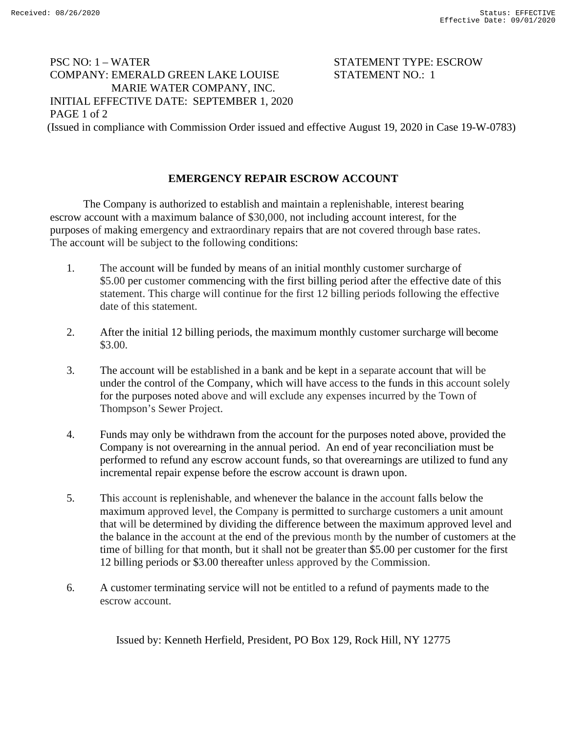PSC NO: 1 – WATER
COMPANY: EMERALD GREEN LAKE LOUISE MARIE WATER COMPANY, INC.
INITIAL EFFECTIVE DATE: SEPTEMBER 1, 2020

STATEMENT TYPE: ESCROW
STATEMENT NO.: 1

(Issued in compliance with Commission Order issued and effective August 19, 2020 in Case 19-W-0783)

## EMERGENCY REPAIR ESCROW ACCOUNT

The Company is authorized to establish and maintain a replenishable, interest bearing escrow account with a maximum balance of $30,000, not including account interest, for the purposes of making emergency and extraordinary repairs that are not covered through base rates. The account will be subject to the following conditions:

1. The account will be funded by means of an initial monthly customer surcharge of $5.00 per customer commencing with the first billing period after the effective date of this statement. This charge will continue for the first 12 billing periods following the effective date of this statement.

2. After the initial 12 billing periods, the maximum monthly customer surcharge will become $3.00.

3. The account will be established in a bank and be kept in a separate account that will be under the control of the Company, which will have access to the funds in this account solely for the purposes noted above and will exclude any expenses incurred by the Town of Thompson's Sewer Project.

4. Funds may only be withdrawn from the account for the purposes noted above, provided the Company is not overearning in the annual period. An end of year reconciliation must be performed to refund any escrow account funds, so that overearnings are utilized to fund any incremental repair expense before the escrow account is drawn upon.

5. This account is replenishable, and whenever the balance in the account falls below the maximum approved level, the Company is permitted to surcharge customers a unit amount that will be determined by dividing the difference between the maximum approved level and the balance in the account at the end of the previous month by the number of customers at the time of billing for that month, but it shall not be greater than $5.00 per customer for the first 12 billing periods or $3.00 thereafter unless approved by the Commission.

6. A customer terminating service will not be entitled to a refund of payments made to the escrow account.

Issued by: Kenneth Herfield, President, PO Box 129, Rock Hill, NY 12775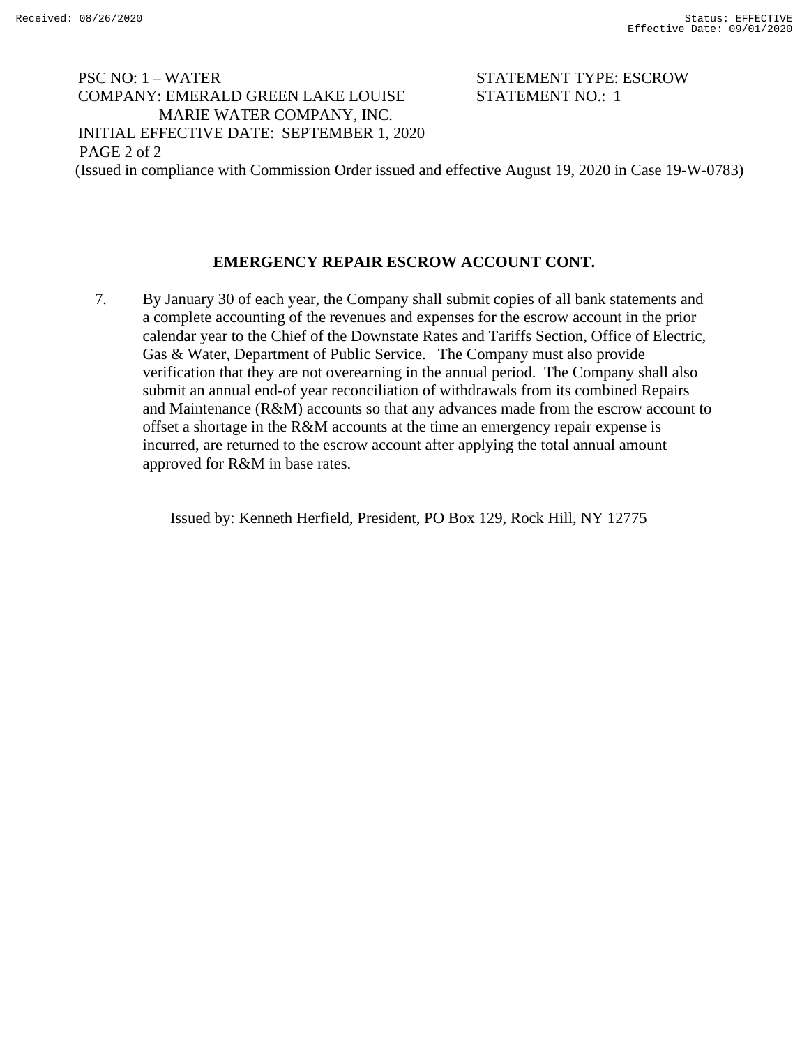PSC NO: 1 – WATER
COMPANY: EMERALD GREEN LAKE LOUISE MARIE WATER COMPANY, INC.
INITIAL EFFECTIVE DATE: SEPTEMBER 1, 2020
PAGE 2 of 2
(Issued in compliance with Commission Order issued and effective August 19, 2020 in Case 19-W-0783)

STATEMENT TYPE: ESCROW
STATEMENT NO.: 1

## EMERGENCY REPAIR ESCROW ACCOUNT CONT.

7. By January 30 of each year, the Company shall submit copies of all bank statements and a complete accounting of the revenues and expenses for the escrow account in the prior calendar year to the Chief of the Downstate Rates and Tariffs Section, Office of Electric, Gas & Water, Department of Public Service. The Company must also provide verification that they are not overearning in the annual period. The Company shall also submit an annual end-of year reconciliation of withdrawals from its combined Repairs and Maintenance (R&M) accounts so that any advances made from the escrow account to offset a shortage in the R&M accounts at the time an emergency repair expense is incurred, are returned to the escrow account after applying the total annual amount approved for R&M in base rates.

Issued by: Kenneth Herfield, President, PO Box 129, Rock Hill, NY 12775